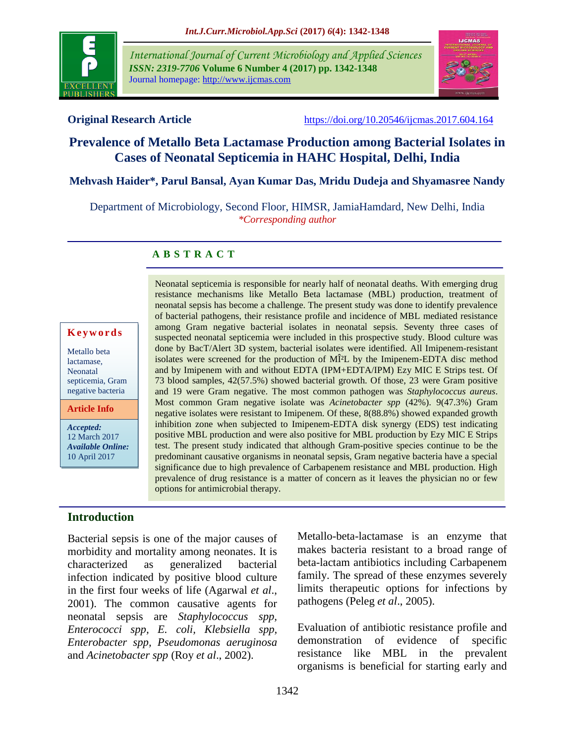**Original Research Article**

https://doi.org/10.20546/ijcmas.2017.604.164

# Prevalence of Metallo Beta Lactamase Production among Bacterial Isolates in Cases of Neonatal Septicemia in HAHC Hospital, Delhi, India

**Mehvash Haider*, Parul Bansal, Ayan Kumar Das, Mridu Dudeja and Shyamasree Nandy**

Department of Microbiology, Second Floor, HIMSR, JamiaHamdard, New Delhi, India

*\*Corresponding author*

## ABSTRACT

Neonatal septicemia is responsible for nearly half of neonatal deaths. With emerging drug resistance mechanisms like Metallo Beta lactamase (MBL) production, treatment of neonatal sepsis has become a challenge. The present study was done to identify prevalence of bacterial pathogens, their resistance profile and incidence of MBL mediated resistance among Gram negative bacterial isolates in neonatal sepsis. Seventy three cases of suspected neonatal septicemia were included in this prospective study. Blood culture was done by BacT/Alert 3D system, bacterial isolates were identified. All Imipenem-resistant isolates were screened for the production of MÎ²L by the Imipenem-EDTA disc method and by Imipenem with and without EDTA (IPM+EDTA/IPM) Ezy MIC E Strips test. Of 73 blood samples, 42(57.5%) showed bacterial growth. Of those, 23 were Gram positive and 19 were Gram negative. The most common pathogen was *Staphylococcus aureus*. Most common Gram negative isolate was *Acinetobacter spp* (42%). 9(47.3%) Gram negative isolates were resistant to Imipenem. Of these, 8(88.8%) showed expanded growth inhibition zone when subjected to Imipenem-EDTA disk synergy (EDS) test indicating positive MBL production and were also positive for MBL production by Ezy MIC E Strips test. The present study indicated that although Gram-positive species continue to be the predominant causative organisms in neonatal sepsis, Gram negative bacteria have a special significance due to high prevalence of Carbapenem resistance and MBL production. High prevalence of drug resistance is a matter of concern as it leaves the physician no or few options for antimicrobial therapy.

**Keywords**

Metallo beta lactamase, Neonatal septicemia, Gram negative bacteria

**Article Info**

***Accepted:*** 12 March 2017
***Available Online:*** 10 April 2017

## Introduction

Bacterial sepsis is one of the major causes of morbidity and mortality among neonates. It is characterized as generalized bacterial infection indicated by positive blood culture in the first four weeks of life (Agarwal *et al*., 2001). The common causative agents for neonatal sepsis are *Staphylococcus spp, Enterococci spp, E. coli, Klebsiella spp, Enterobacter spp, Pseudomonas aeruginosa* and *Acinetobacter spp* (Roy *et al*., 2002).

Metallo-beta-lactamase is an enzyme that makes bacteria resistant to a broad range of beta-lactam antibiotics including Carbapenem family. The spread of these enzymes severely limits therapeutic options for infections by pathogens (Peleg *et al*., 2005).

Evaluation of antibiotic resistance profile and demonstration of evidence of specific resistance like MBL in the prevalent organisms is beneficial for starting early and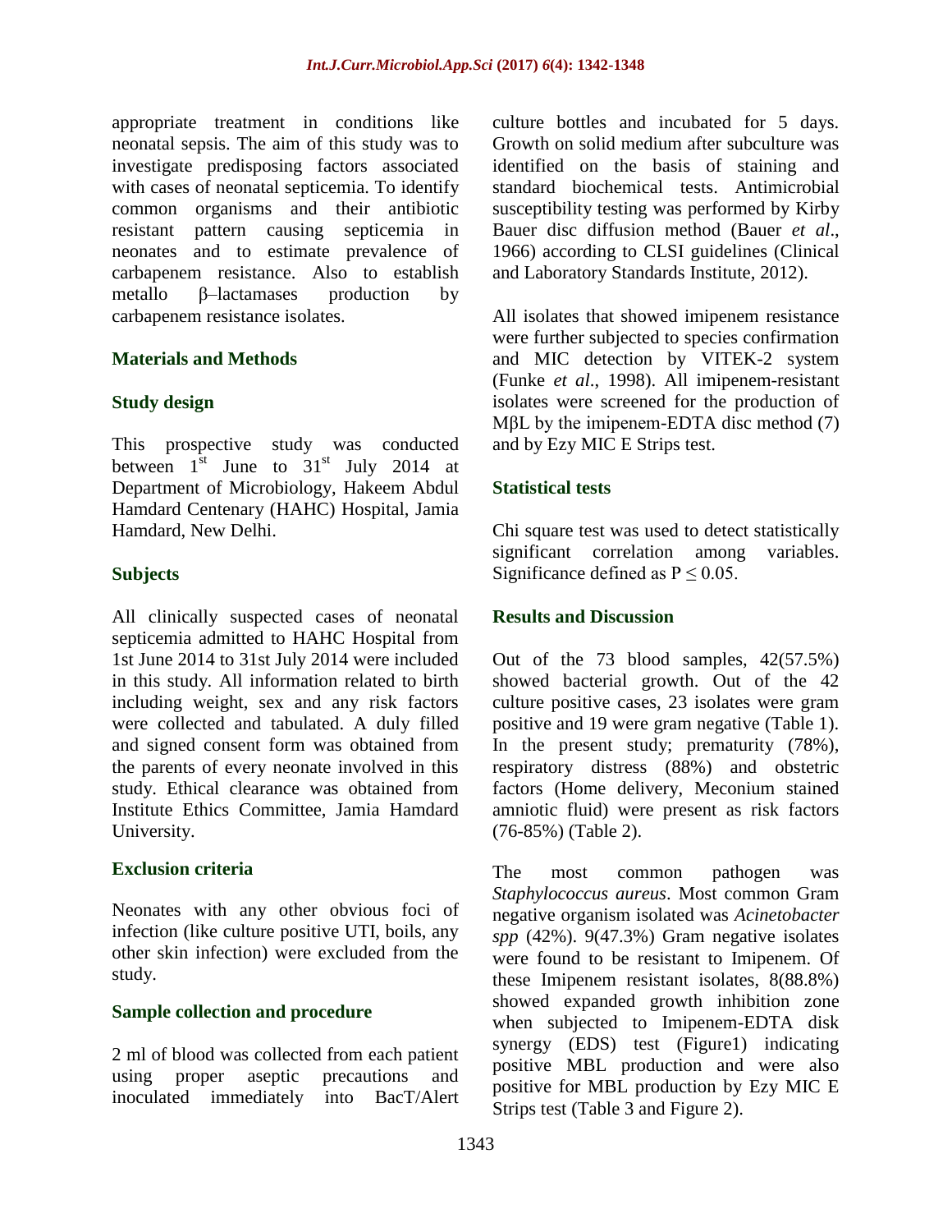appropriate treatment in conditions like neonatal sepsis. The aim of this study was to investigate predisposing factors associated with cases of neonatal septicemia. To identify common organisms and their antibiotic resistant pattern causing septicemia in neonates and to estimate prevalence of carbapenem resistance. Also to establish metallo β–lactamases production by carbapenem resistance isolates.

## Materials and Methods

### Study design

This prospective study was conducted between 1st June to 31st July 2014 at Department of Microbiology, Hakeem Abdul Hamdard Centenary (HAHC) Hospital, Jamia Hamdard, New Delhi.

### Subjects

All clinically suspected cases of neonatal septicemia admitted to HAHC Hospital from 1st June 2014 to 31st July 2014 were included in this study. All information related to birth including weight, sex and any risk factors were collected and tabulated. A duly filled and signed consent form was obtained from the parents of every neonate involved in this study. Ethical clearance was obtained from Institute Ethics Committee, Jamia Hamdard University.

### Exclusion criteria

Neonates with any other obvious foci of infection (like culture positive UTI, boils, any other skin infection) were excluded from the study.

### Sample collection and procedure

2 ml of blood was collected from each patient using proper aseptic precautions and inoculated immediately into BacT/Alert culture bottles and incubated for 5 days. Growth on solid medium after subculture was identified on the basis of staining and standard biochemical tests. Antimicrobial susceptibility testing was performed by Kirby Bauer disc diffusion method (Bauer *et al*., 1966) according to CLSI guidelines (Clinical and Laboratory Standards Institute, 2012).

All isolates that showed imipenem resistance were further subjected to species confirmation and MIC detection by VITEK-2 system (Funke *et al*., 1998). All imipenem-resistant isolates were screened for the production of MβL by the imipenem-EDTA disc method (7) and by Ezy MIC E Strips test.

### Statistical tests

Chi square test was used to detect statistically significant correlation among variables. Significance defined as $P \leq 0.05$.

## Results and Discussion

Out of the 73 blood samples, 42(57.5%) showed bacterial growth. Out of the 42 culture positive cases, 23 isolates were gram positive and 19 were gram negative (Table 1). In the present study; prematurity (78%), respiratory distress (88%) and obstetric factors (Home delivery, Meconium stained amniotic fluid) were present as risk factors (76-85%) (Table 2).

The most common pathogen was *Staphylococcus aureus*. Most common Gram negative organism isolated was *Acinetobacter spp* (42%). 9(47.3%) Gram negative isolates were found to be resistant to Imipenem. Of these Imipenem resistant isolates, 8(88.8%) showed expanded growth inhibition zone when subjected to Imipenem-EDTA disk synergy (EDS) test (Figure1) indicating positive MBL production and were also positive for MBL production by Ezy MIC E Strips test (Table 3 and Figure 2).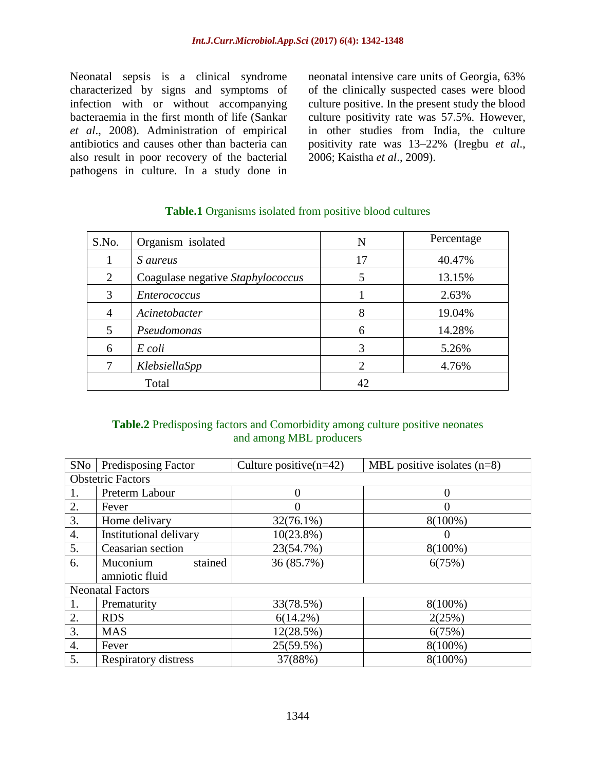Neonatal sepsis is a clinical syndrome characterized by signs and symptoms of infection with or without accompanying bacteraemia in the first month of life (Sankar *et al*., 2008). Administration of empirical antibiotics and causes other than bacteria can also result in poor recovery of the bacterial pathogens in culture. In a study done in neonatal intensive care units of Georgia, 63% of the clinically suspected cases were blood culture positive. In the present study the blood culture positivity rate was 57.5%. However, in other studies from India, the culture positivity rate was 13–22% (Iregbu *et al*., 2006; Kaistha *et al*., 2009).

**Table.1** Organisms isolated from positive blood cultures

| S.No. | Organism isolated | N | Percentage |
|---|---|---|---|
| 1 | *S aureus* | 17 | 40.47% |
| 2 | Coagulase negative *Staphylococcus* | 5 | 13.15% |
| 3 | *Enterococcus* | 1 | 2.63% |
| 4 | *Acinetobacter* | 8 | 19.04% |
| 5 | *Pseudomonas* | 6 | 14.28% |
| 6 | *E coli* | 3 | 5.26% |
| 7 | *KlebsiellaSpp* | 2 | 4.76% |
| Total | | 42 | |

**Table.2** Predisposing factors and Comorbidity among culture positive neonates and among MBL producers

| SNo | Predisposing Factor | Culture positive(n=42) | MBL positive isolates (n=8) |
|---|---|---|---|
| Obstetric Factors | | | |
| 1. | Preterm Labour | 0 | 0 |
| 2. | Fever | 0 | 0 |
| 3. | Home delivary | 32(76.1%) | 8(100%) |
| 4. | Institutional delivary | 10(23.8%) | 0 |
| 5. | Ceasarian section | 23(54.7%) | 8(100%) |
| 6. | Muconium stained amniotic fluid | 36 (85.7%) | 6(75%) |
| Neonatal Factors | | | |
| 1. | Prematurity | 33(78.5%) | 8(100%) |
| 2. | RDS | 6(14.2%) | 2(25%) |
| 3. | MAS | 12(28.5%) | 6(75%) |
| 4. | Fever | 25(59.5%) | 8(100%) |
| 5. | Respiratory distress | 37(88%) | 8(100%) |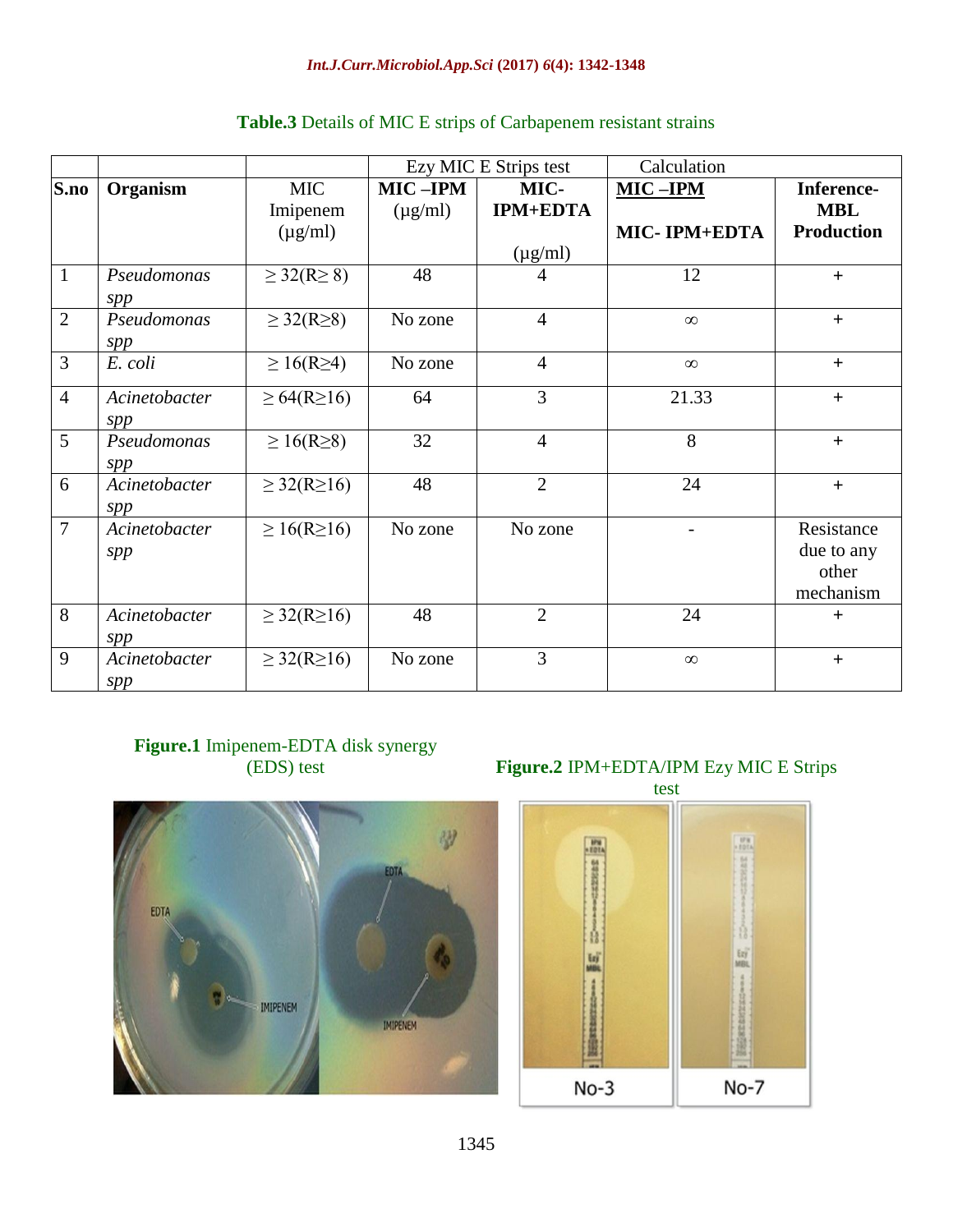**Table.3** Details of MIC E strips of Carbapenem resistant strains

| | | | Ezy MIC E Strips test | | Calculation | |
|---|---|---|---|---|---|---|
| **S.no** | **Organism** | MIC Imipenem (µg/ml) | **MIC –IPM** (µg/ml) | **MIC-IPM+EDTA** (µg/ml) | **MIC –IPM** / **MIC- IPM+EDTA** | **Inference-MBL Production** |
| 1 | *Pseudomonas spp* | ≥ 32(R≥ 8) | 48 | 4 | 12 | + |
| 2 | *Pseudomonas spp* | ≥ 32(R≥8) | No zone | 4 | ∞ | + |
| 3 | *E. coli* | ≥ 16(R≥4) | No zone | 4 | ∞ | + |
| 4 | *Acinetobacter spp* | ≥ 64(R≥16) | 64 | 3 | 21.33 | + |
| 5 | *Pseudomonas spp* | ≥ 16(R≥8) | 32 | 4 | 8 | + |
| 6 | *Acinetobacter spp* | ≥ 32(R≥16) | 48 | 2 | 24 | + |
| 7 | *Acinetobacter spp* | ≥ 16(R≥16) | No zone | No zone | - | Resistance due to any other mechanism |
| 8 | *Acinetobacter spp* | ≥ 32(R≥16) | 48 | 2 | 24 | + |
| 9 | *Acinetobacter spp* | ≥ 32(R≥16) | No zone | 3 | ∞ | + |

**Figure.1** Imipenem-EDTA disk synergy (EDS) test

**Figure.2** IPM+EDTA/IPM Ezy MIC E Strips test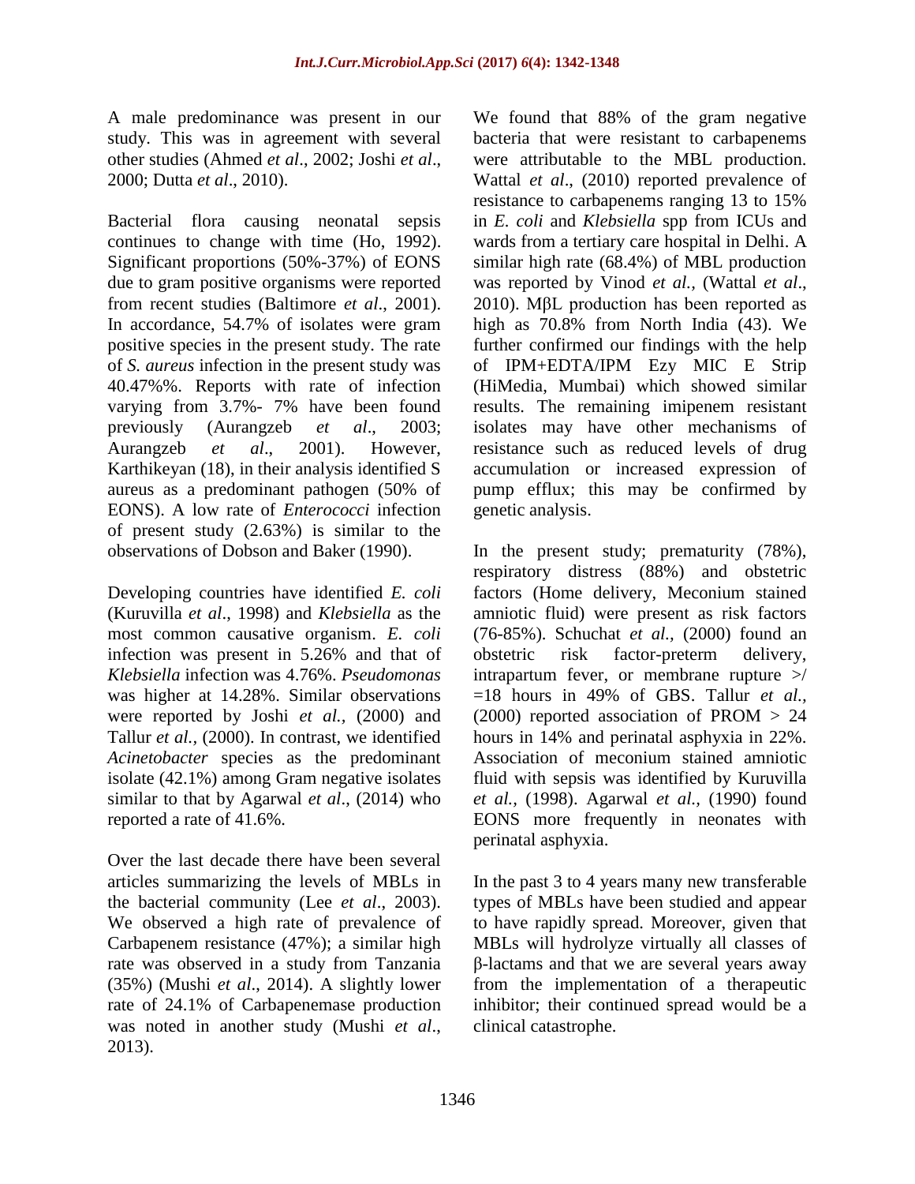A male predominance was present in our study. This was in agreement with several other studies (Ahmed *et al*., 2002; Joshi *et al*., 2000; Dutta *et al*., 2010).

Bacterial flora causing neonatal sepsis continues to change with time (Ho, 1992). Significant proportions (50%-37%) of EONS due to gram positive organisms were reported from recent studies (Baltimore *et al*., 2001). In accordance, 54.7% of isolates were gram positive species in the present study. The rate of *S. aureus* infection in the present study was 40.47%%. Reports with rate of infection varying from 3.7%- 7% have been found previously (Aurangzeb *et al*., 2003; Aurangzeb *et al*., 2001). However, Karthikeyan (18), in their analysis identified S aureus as a predominant pathogen (50% of EONS). A low rate of *Enterococci* infection of present study (2.63%) is similar to the observations of Dobson and Baker (1990).

Developing countries have identified *E. coli* (Kuruvilla *et al*., 1998) and *Klebsiella* as the most common causative organism. *E. coli* infection was present in 5.26% and that of *Klebsiella* infection was 4.76%. *Pseudomonas* was higher at 14.28%. Similar observations were reported by Joshi *et al.,* (2000) and Tallur *et al.,* (2000). In contrast, we identified *Acinetobacter* species as the predominant isolate (42.1%) among Gram negative isolates similar to that by Agarwal *et al*., (2014) who reported a rate of 41.6%.

Over the last decade there have been several articles summarizing the levels of MBLs in the bacterial community (Lee *et al*., 2003). We observed a high rate of prevalence of Carbapenem resistance (47%); a similar high rate was observed in a study from Tanzania (35%) (Mushi *et al*., 2014). A slightly lower rate of 24.1% of Carbapenemase production was noted in another study (Mushi *et al*., 2013).

We found that 88% of the gram negative bacteria that were resistant to carbapenems were attributable to the MBL production. Wattal *et al*., (2010) reported prevalence of resistance to carbapenems ranging 13 to 15% in *E. coli* and *Klebsiella* spp from ICUs and wards from a tertiary care hospital in Delhi. A similar high rate (68.4%) of MBL production was reported by Vinod *et al.,* (Wattal *et al*., 2010). MβL production has been reported as high as 70.8% from North India (43). We further confirmed our findings with the help of IPM+EDTA/IPM Ezy MIC E Strip (HiMedia, Mumbai) which showed similar results. The remaining imipenem resistant isolates may have other mechanisms of resistance such as reduced levels of drug accumulation or increased expression of pump efflux; this may be confirmed by genetic analysis.

In the present study; prematurity (78%), respiratory distress (88%) and obstetric factors (Home delivery, Meconium stained amniotic fluid) were present as risk factors (76-85%). Schuchat *et al.,* (2000) found an obstetric risk factor-preterm delivery, intrapartum fever, or membrane rupture >/ =18 hours in 49% of GBS. Tallur *et al.,* (2000) reported association of PROM > 24 hours in 14% and perinatal asphyxia in 22%. Association of meconium stained amniotic fluid with sepsis was identified by Kuruvilla *et al.,* (1998). Agarwal *et al.,* (1990) found EONS more frequently in neonates with perinatal asphyxia.

In the past 3 to 4 years many new transferable types of MBLs have been studied and appear to have rapidly spread. Moreover, given that MBLs will hydrolyze virtually all classes of β-lactams and that we are several years away from the implementation of a therapeutic inhibitor; their continued spread would be a clinical catastrophe.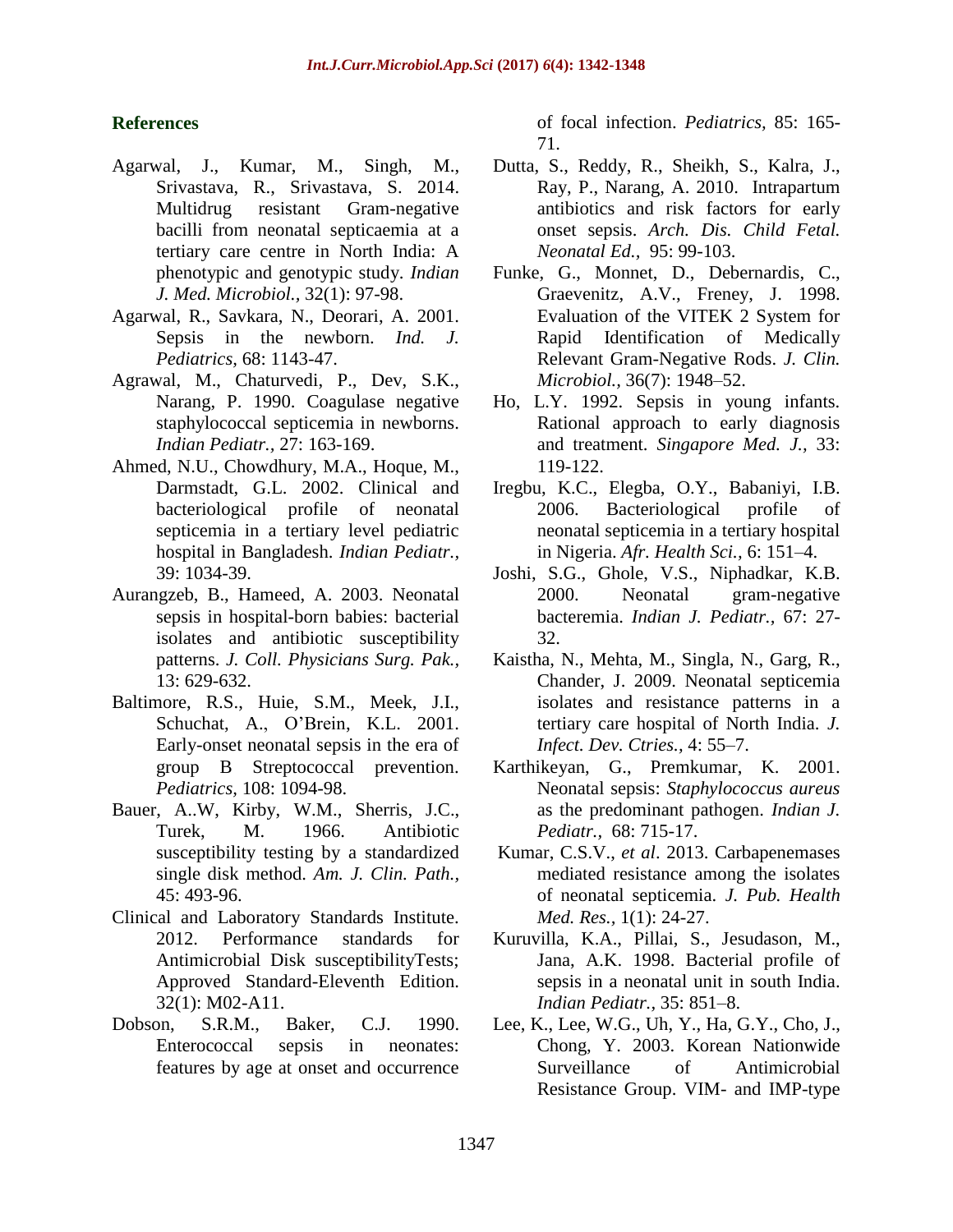## References

Agarwal, J., Kumar, M., Singh, M., Srivastava, R., Srivastava, S. 2014. Multidrug resistant Gram-negative bacilli from neonatal septicaemia at a tertiary care centre in North India: A phenotypic and genotypic study. *Indian J. Med. Microbiol.,* 32(1): 97-98.

Agarwal, R., Savkara, N., Deorari, A. 2001. Sepsis in the newborn. *Ind. J. Pediatrics,* 68: 1143-47.

Agrawal, M., Chaturvedi, P., Dev, S.K., Narang, P. 1990. Coagulase negative staphylococcal septicemia in newborns. *Indian Pediatr.,* 27: 163-169.

Ahmed, N.U., Chowdhury, M.A., Hoque, M., Darmstadt, G.L. 2002. Clinical and bacteriological profile of neonatal septicemia in a tertiary level pediatric hospital in Bangladesh. *Indian Pediatr.,* 39: 1034-39.

Aurangzeb, B., Hameed, A. 2003. Neonatal sepsis in hospital-born babies: bacterial isolates and antibiotic susceptibility patterns. *J. Coll. Physicians Surg. Pak.,* 13: 629-632.

Baltimore, R.S., Huie, S.M., Meek, J.I., Schuchat, A., O'Brein, K.L. 2001. Early-onset neonatal sepsis in the era of group B Streptococcal prevention. *Pediatrics,* 108: 1094-98.

Bauer, A..W, Kirby, W.M., Sherris, J.C., Turek, M. 1966. Antibiotic susceptibility testing by a standardized single disk method. *Am. J. Clin. Path.,* 45: 493-96.

Clinical and Laboratory Standards Institute. 2012. Performance standards for Antimicrobial Disk susceptibilityTests; Approved Standard-Eleventh Edition. 32(1): M02-A11.

Dobson, S.R.M., Baker, C.J. 1990. Enterococcal sepsis in neonates: features by age at onset and occurrence of focal infection. *Pediatrics,* 85: 165-71.

Dutta, S., Reddy, R., Sheikh, S., Kalra, J., Ray, P., Narang, A. 2010. Intrapartum antibiotics and risk factors for early onset sepsis. *Arch. Dis. Child Fetal. Neonatal Ed.,* 95: 99-103.

Funke, G., Monnet, D., Debernardis, C., Graevenitz, A.V., Freney, J. 1998. Evaluation of the VITEK 2 System for Rapid Identification of Medically Relevant Gram-Negative Rods. *J. Clin. Microbiol.,* 36(7): 1948–52.

Ho, L.Y. 1992. Sepsis in young infants. Rational approach to early diagnosis and treatment. *Singapore Med. J.,* 33: 119-122.

Iregbu, K.C., Elegba, O.Y., Babaniyi, I.B. 2006. Bacteriological profile of neonatal septicemia in a tertiary hospital in Nigeria. *Afr. Health Sci.,* 6: 151–4.

Joshi, S.G., Ghole, V.S., Niphadkar, K.B. 2000. Neonatal gram-negative bacteremia. *Indian J. Pediatr.,* 67: 27-32.

Kaistha, N., Mehta, M., Singla, N., Garg, R., Chander, J. 2009. Neonatal septicemia isolates and resistance patterns in a tertiary care hospital of North India. *J. Infect. Dev. Ctries.,* 4: 55–7.

Karthikeyan, G., Premkumar, K. 2001. Neonatal sepsis: *Staphylococcus aureus* as the predominant pathogen. *Indian J. Pediatr.,* 68: 715-17.

Kumar, C.S.V., *et al*. 2013. Carbapenemases mediated resistance among the isolates of neonatal septicemia. *J. Pub. Health Med. Res.,* 1(1): 24-27.

Kuruvilla, K.A., Pillai, S., Jesudason, M., Jana, A.K. 1998. Bacterial profile of sepsis in a neonatal unit in south India. *Indian Pediatr.,* 35: 851–8.

Lee, K., Lee, W.G., Uh, Y., Ha, G.Y., Cho, J., Chong, Y. 2003. Korean Nationwide Surveillance of Antimicrobial Resistance Group. VIM- and IMP-type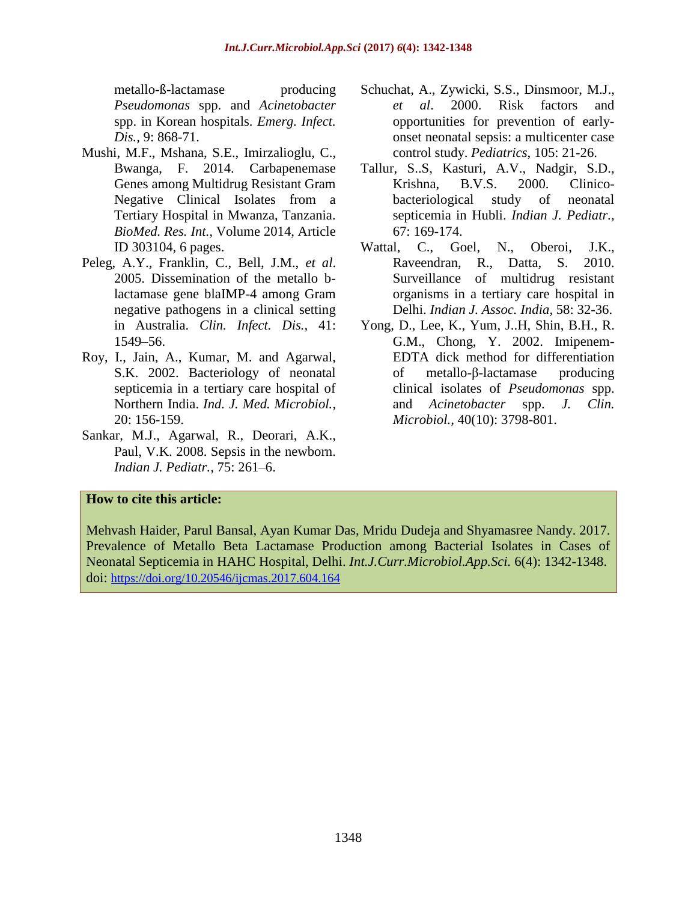metallo-ß-lactamase producing *Pseudomonas* spp. and *Acinetobacter* spp. in Korean hospitals. *Emerg. Infect. Dis.*, 9: 868-71.

Mushi, M.F., Mshana, S.E., Imirzalioglu, C., Bwanga, F. 2014. Carbapenemase Genes among Multidrug Resistant Gram Negative Clinical Isolates from a Tertiary Hospital in Mwanza, Tanzania. *BioMed. Res. Int.*, Volume 2014, Article ID 303104, 6 pages.

Peleg, A.Y., Franklin, C., Bell, J.M., *et al*. 2005. Dissemination of the metallo b-lactamase gene blaIMP-4 among Gram negative pathogens in a clinical setting in Australia. *Clin. Infect. Dis.*, 41: 1549–56.

Roy, I., Jain, A., Kumar, M. and Agarwal, S.K. 2002. Bacteriology of neonatal septicemia in a tertiary care hospital of Northern India. *Ind. J. Med. Microbiol.*, 20: 156-159.

Sankar, M.J., Agarwal, R., Deorari, A.K., Paul, V.K. 2008. Sepsis in the newborn. *Indian J. Pediatr.*, 75: 261–6.

Schuchat, A., Zywicki, S.S., Dinsmoor, M.J., *et al*. 2000. Risk factors and opportunities for prevention of early-onset neonatal sepsis: a multicenter case control study. *Pediatrics*, 105: 21-26.

Tallur, S..S, Kasturi, A.V., Nadgir, S.D., Krishna, B.V.S. 2000. Clinico-bacteriological study of neonatal septicemia in Hubli. *Indian J. Pediatr.*, 67: 169-174.

Wattal, C., Goel, N., Oberoi, J.K., Raveendran, R., Datta, S. 2010. Surveillance of multidrug resistant organisms in a tertiary care hospital in Delhi. *Indian J. Assoc. India*, 58: 32-36.

Yong, D., Lee, K., Yum, J..H, Shin, B.H., R. G.M., Chong, Y. 2002. Imipenem-EDTA dick method for differentiation of metallo-β-lactamase producing clinical isolates of *Pseudomonas* spp. and *Acinetobacter* spp. *J. Clin. Microbiol.*, 40(10): 3798-801.

**How to cite this article:**

Mehvash Haider, Parul Bansal, Ayan Kumar Das, Mridu Dudeja and Shyamasree Nandy. 2017. Prevalence of Metallo Beta Lactamase Production among Bacterial Isolates in Cases of Neonatal Septicemia in HAHC Hospital, Delhi. *Int.J.Curr.Microbiol.App.Sci.* 6(4): 1342-1348. doi: https://doi.org/10.20546/ijcmas.2017.604.164